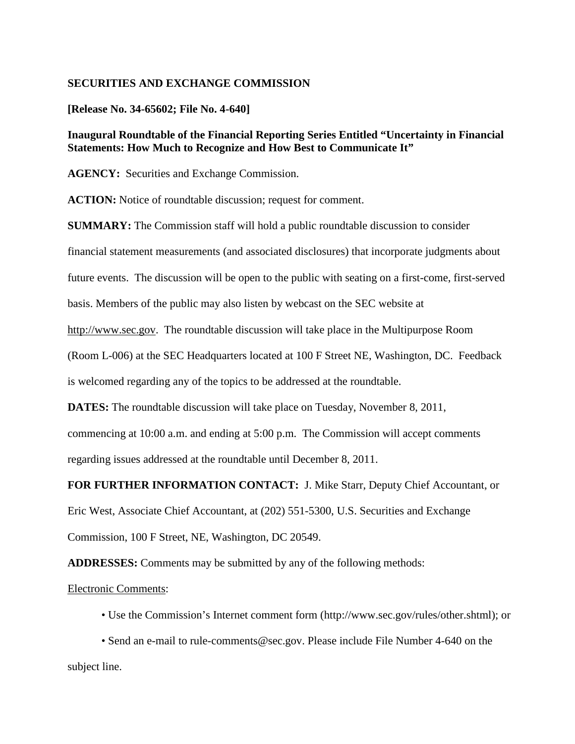**SECURITIES AND EXCHANGE COMMISSION**

**[Release No. 34-65602; File No. 4-640]**

**Inaugural Roundtable of the Financial Reporting Series Entitled "Uncertainty in Financial Statements: How Much to Recognize and How Best to Communicate It"**

**AGENCY:** Securities and Exchange Commission.

**ACTION:** Notice of roundtable discussion; request for comment.

**SUMMARY:** The Commission staff will hold a public roundtable discussion to consider financial statement measurements (and associated disclosures) that incorporate judgments about future events. The discussion will be open to the public with seating on a first-come, first-served basis. Members of the public may also listen by webcast on the SEC website at http://www.sec.gov. The roundtable discussion will take place in the Multipurpose Room (Room L-006) at the SEC Headquarters located at 100 F Street NE, Washington, DC. Feedback is welcomed regarding any of the topics to be addressed at the roundtable.

**DATES:** The roundtable discussion will take place on Tuesday, November 8, 2011, commencing at 10:00 a.m. and ending at 5:00 p.m. The Commission will accept comments regarding issues addressed at the roundtable until December 8, 2011.

**FOR FURTHER INFORMATION CONTACT:** J. Mike Starr, Deputy Chief Accountant, or Eric West, Associate Chief Accountant, at (202) 551-5300, U.S. Securities and Exchange Commission, 100 F Street, NE, Washington, DC 20549.

**ADDRESSES:** Comments may be submitted by any of the following methods:

Electronic Comments:

- Use the Commission's Internet comment form (http://www.sec.gov/rules/other.shtml); or
- Send an e-mail to rule-comments@sec.gov. Please include File Number 4-640 on the subject line.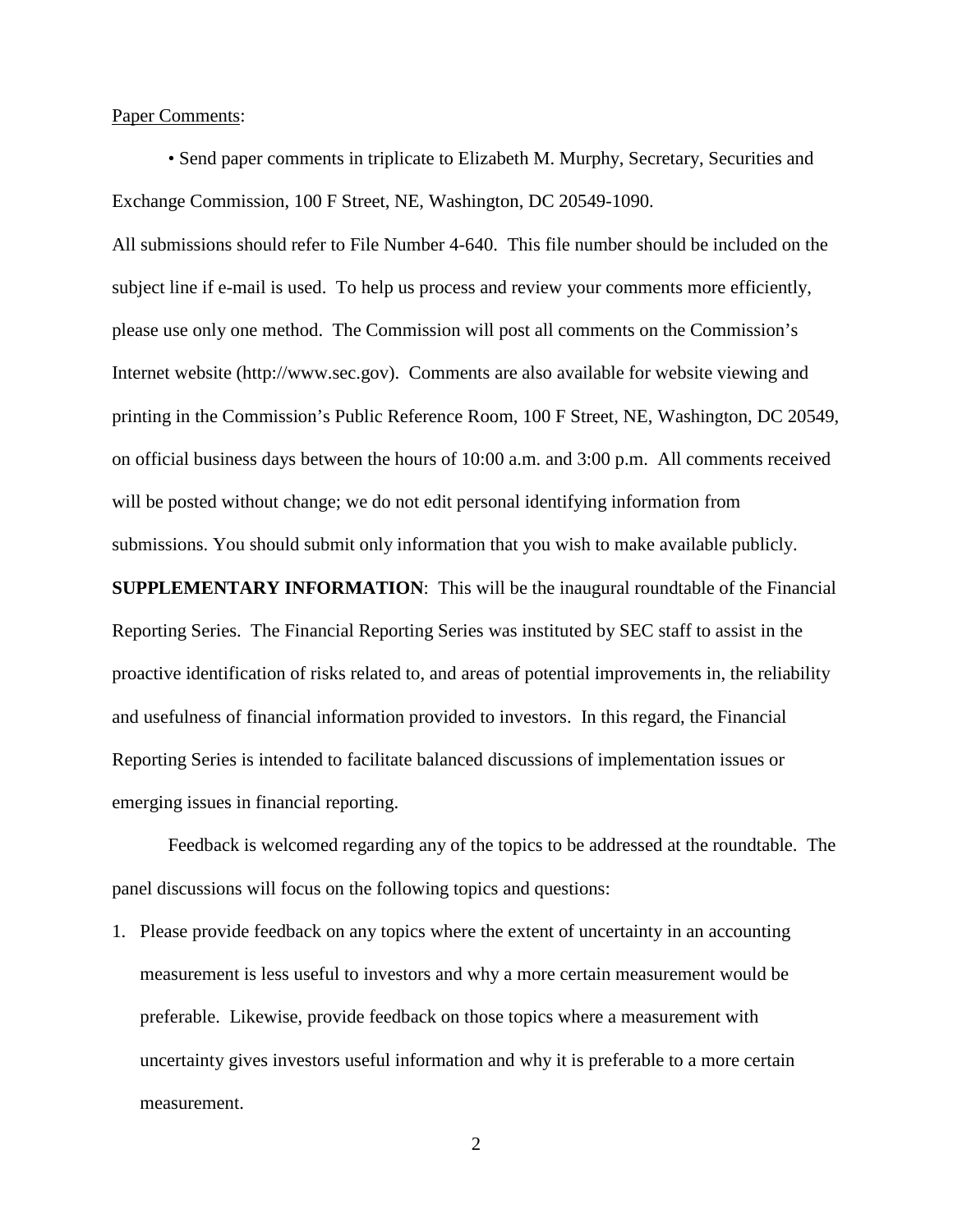Paper Comments:

- Send paper comments in triplicate to Elizabeth M. Murphy, Secretary, Securities and Exchange Commission, 100 F Street, NE, Washington, DC 20549-1090.

All submissions should refer to File Number 4-640. This file number should be included on the subject line if e-mail is used. To help us process and review your comments more efficiently, please use only one method. The Commission will post all comments on the Commission's Internet website (http://www.sec.gov). Comments are also available for website viewing and printing in the Commission's Public Reference Room, 100 F Street, NE, Washington, DC 20549, on official business days between the hours of 10:00 a.m. and 3:00 p.m. All comments received will be posted without change; we do not edit personal identifying information from submissions. You should submit only information that you wish to make available publicly.

**SUPPLEMENTARY INFORMATION**: This will be the inaugural roundtable of the Financial Reporting Series. The Financial Reporting Series was instituted by SEC staff to assist in the proactive identification of risks related to, and areas of potential improvements in, the reliability and usefulness of financial information provided to investors. In this regard, the Financial Reporting Series is intended to facilitate balanced discussions of implementation issues or emerging issues in financial reporting.

Feedback is welcomed regarding any of the topics to be addressed at the roundtable. The panel discussions will focus on the following topics and questions:

1. Please provide feedback on any topics where the extent of uncertainty in an accounting measurement is less useful to investors and why a more certain measurement would be preferable. Likewise, provide feedback on those topics where a measurement with uncertainty gives investors useful information and why it is preferable to a more certain measurement.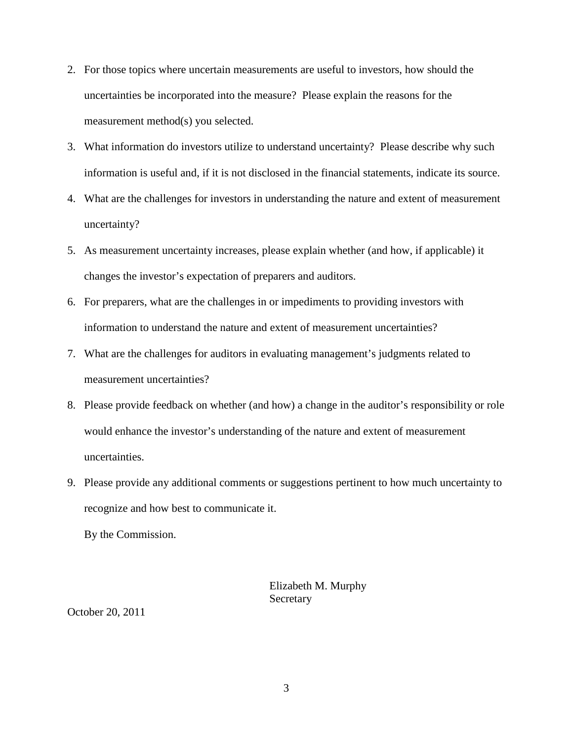2. For those topics where uncertain measurements are useful to investors, how should the uncertainties be incorporated into the measure? Please explain the reasons for the measurement method(s) you selected.
3. What information do investors utilize to understand uncertainty? Please describe why such information is useful and, if it is not disclosed in the financial statements, indicate its source.
4. What are the challenges for investors in understanding the nature and extent of measurement uncertainty?
5. As measurement uncertainty increases, please explain whether (and how, if applicable) it changes the investor's expectation of preparers and auditors.
6. For preparers, what are the challenges in or impediments to providing investors with information to understand the nature and extent of measurement uncertainties?
7. What are the challenges for auditors in evaluating management's judgments related to measurement uncertainties?
8. Please provide feedback on whether (and how) a change in the auditor's responsibility or role would enhance the investor's understanding of the nature and extent of measurement uncertainties.
9. Please provide any additional comments or suggestions pertinent to how much uncertainty to recognize and how best to communicate it.

By the Commission.

Elizabeth M. Murphy
Secretary

October 20, 2011